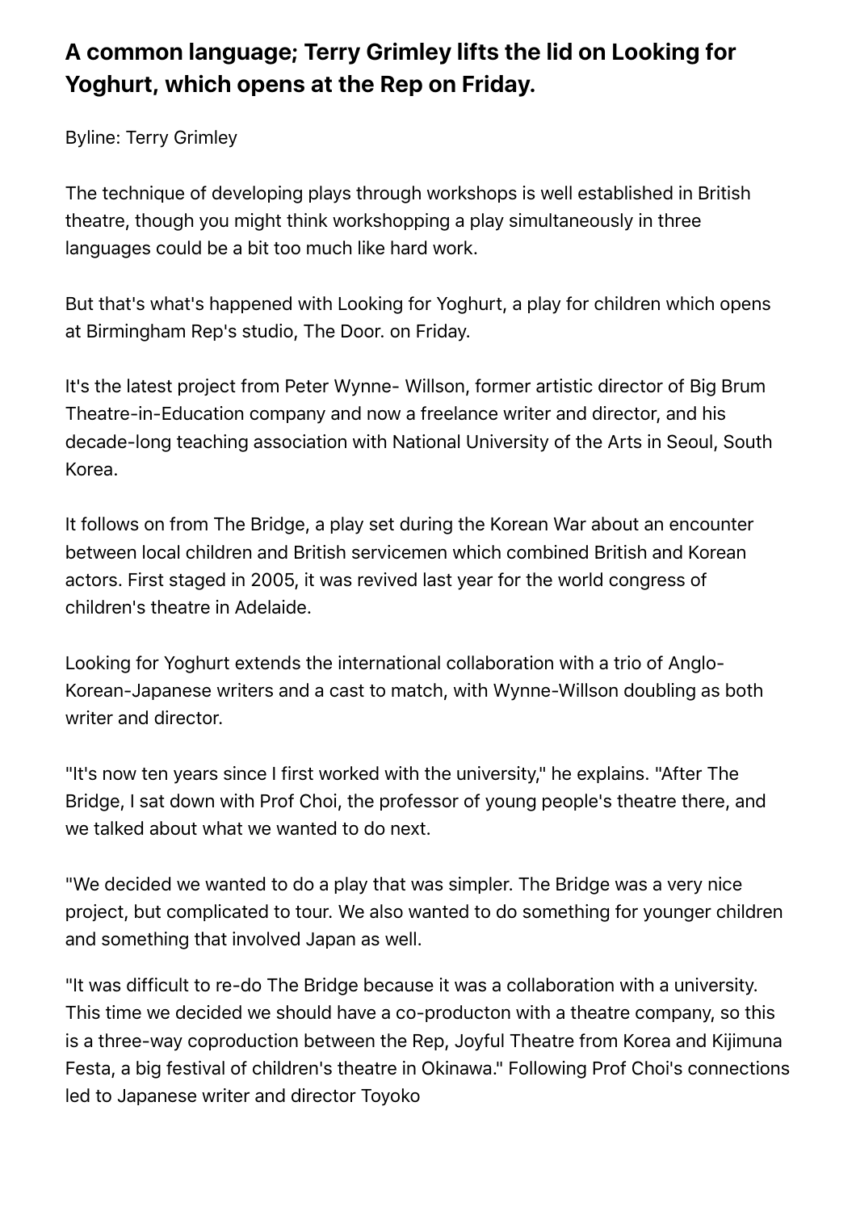# A common language; Terry Grimley lifts the lid on Looking for Yoghurt, which opens at the Rep on Friday.

Byline: Terry Grimley

The technique of developing plays through workshops is well established in British theatre, though you might think workshopping a play simultaneously in three languages could be a bit too much like hard work.

But that's what's happened with Looking for Yoghurt, a play for children which opens at Birmingham Rep's studio, The Door. on Friday.

It's the latest project from Peter Wynne- Willson, former artistic director of Big Brum Theatre-in-Education company and now a freelance writer and director, and his decade-long teaching association with National University of the Arts in Seoul, South Korea.

It follows on from The Bridge, a play set during the Korean War about an encounter between local children and British servicemen which combined British and Korean actors. First staged in 2005, it was revived last year for the world congress of children's theatre in Adelaide.

Looking for Yoghurt extends the international collaboration with a trio of Anglo-Korean-Japanese writers and a cast to match, with Wynne-Willson doubling as both writer and director.

"It's now ten years since I first worked with the university," he explains. "After The Bridge, I sat down with Prof Choi, the professor of young people's theatre there, and we talked about what we wanted to do next.

"We decided we wanted to do a play that was simpler. The Bridge was a very nice project, but complicated to tour. We also wanted to do something for younger children and something that involved Japan as well.

"It was difficult to re-do The Bridge because it was a collaboration with a university. This time we decided we should have a co-producton with a theatre company, so this is a three-way coproduction between the Rep, Joyful Theatre from Korea and Kijimuna Festa, a big festival of children's theatre in Okinawa." Following Prof Choi's connections led to Japanese writer and director Toyoko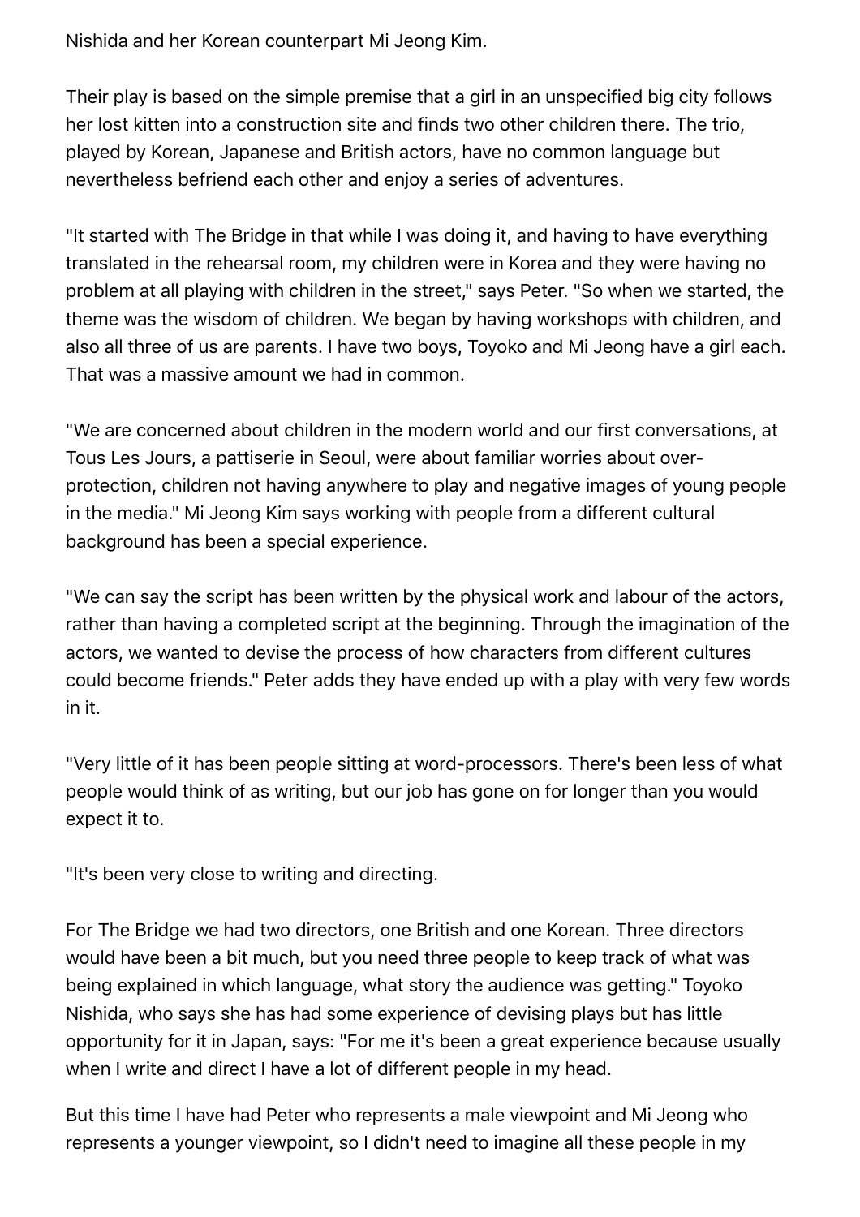Nishida and her Korean counterpart Mi Jeong Kim.

Their play is based on the simple premise that a girl in an unspecified big city follows her lost kitten into a construction site and finds two other children there. The trio, played by Korean, Japanese and British actors, have no common language but nevertheless befriend each other and enjoy a series of adventures.

"It started with The Bridge in that while I was doing it, and having to have everything translated in the rehearsal room, my children were in Korea and they were having no problem at all playing with children in the street," says Peter. "So when we started, the theme was the wisdom of children. We began by having workshops with children, and also all three of us are parents. I have two boys, Toyoko and Mi Jeong have a girl each. That was a massive amount we had in common.

"We are concerned about children in the modern world and our first conversations, at Tous Les Jours, a pattiserie in Seoul, were about familiar worries about over-protection, children not having anywhere to play and negative images of young people in the media." Mi Jeong Kim says working with people from a different cultural background has been a special experience.

"We can say the script has been written by the physical work and labour of the actors, rather than having a completed script at the beginning. Through the imagination of the actors, we wanted to devise the process of how characters from different cultures could become friends." Peter adds they have ended up with a play with very few words in it.

"Very little of it has been people sitting at word-processors. There's been less of what people would think of as writing, but our job has gone on for longer than you would expect it to.

"It's been very close to writing and directing.

For The Bridge we had two directors, one British and one Korean. Three directors would have been a bit much, but you need three people to keep track of what was being explained in which language, what story the audience was getting." Toyoko Nishida, who says she has had some experience of devising plays but has little opportunity for it in Japan, says: "For me it's been a great experience because usually when I write and direct I have a lot of different people in my head.

But this time I have had Peter who represents a male viewpoint and Mi Jeong who represents a younger viewpoint, so I didn't need to imagine all these people in my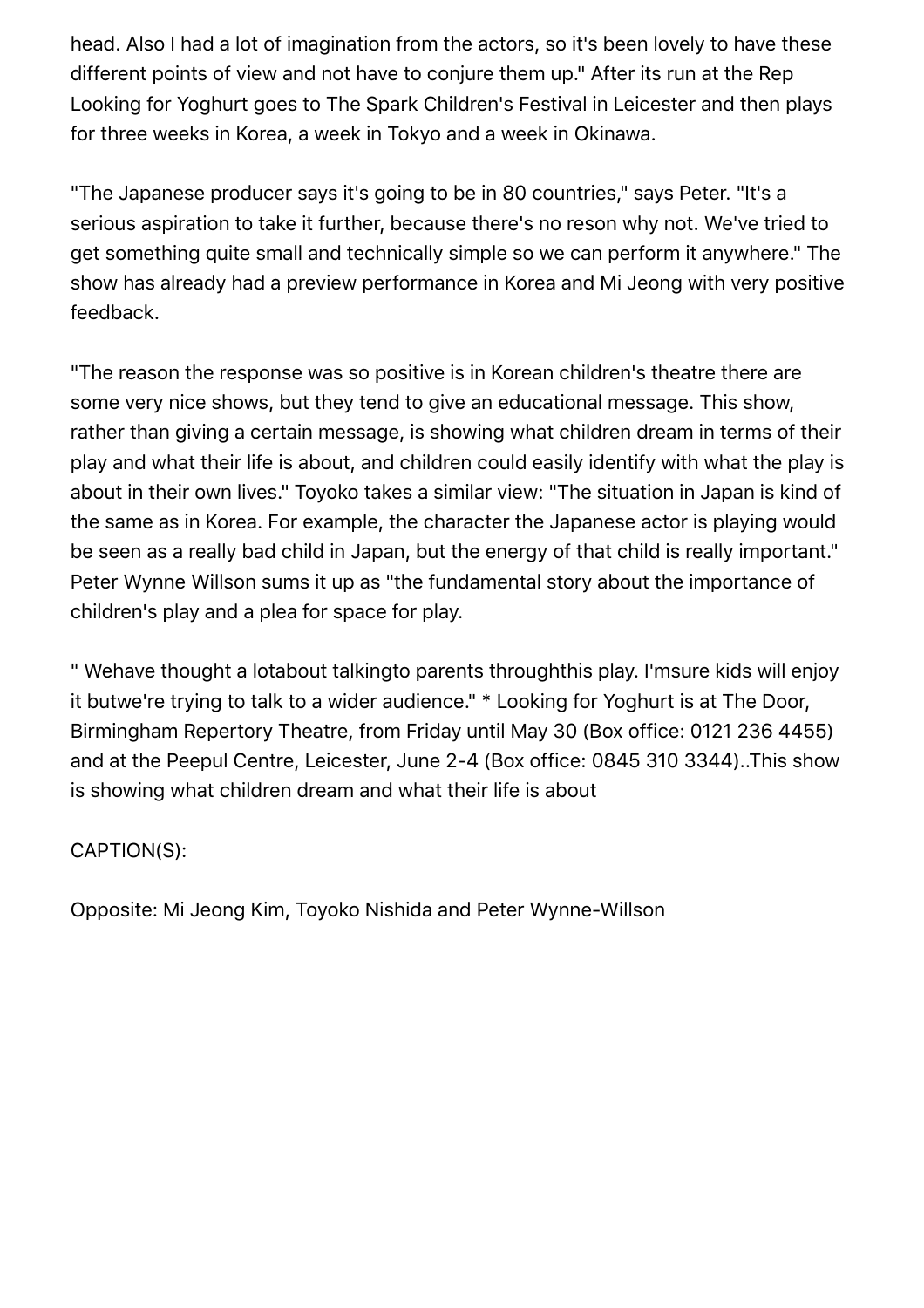head. Also I had a lot of imagination from the actors, so it's been lovely to have these different points of view and not have to conjure them up." After its run at the Rep Looking for Yoghurt goes to The Spark Children's Festival in Leicester and then plays for three weeks in Korea, a week in Tokyo and a week in Okinawa.

"The Japanese producer says it's going to be in 80 countries," says Peter. "It's a serious aspiration to take it further, because there's no reson why not. We've tried to get something quite small and technically simple so we can perform it anywhere." The show has already had a preview performance in Korea and Mi Jeong with very positive feedback.

"The reason the response was so positive is in Korean children's theatre there are some very nice shows, but they tend to give an educational message. This show, rather than giving a certain message, is showing what children dream in terms of their play and what their life is about, and children could easily identify with what the play is about in their own lives." Toyoko takes a similar view: "The situation in Japan is kind of the same as in Korea. For example, the character the Japanese actor is playing would be seen as a really bad child in Japan, but the energy of that child is really important." Peter Wynne Willson sums it up as "the fundamental story about the importance of children's play and a plea for space for play.

" Wehave thought a lotabout talkingto parents throughthis play. I'msure kids will enjoy it butwe're trying to talk to a wider audience." * Looking for Yoghurt is at The Door, Birmingham Repertory Theatre, from Friday until May 30 (Box office: 0121 236 4455) and at the Peepul Centre, Leicester, June 2-4 (Box office: 0845 310 3344)..This show is showing what children dream and what their life is about

CAPTION(S):

Opposite: Mi Jeong Kim, Toyoko Nishida and Peter Wynne-Willson